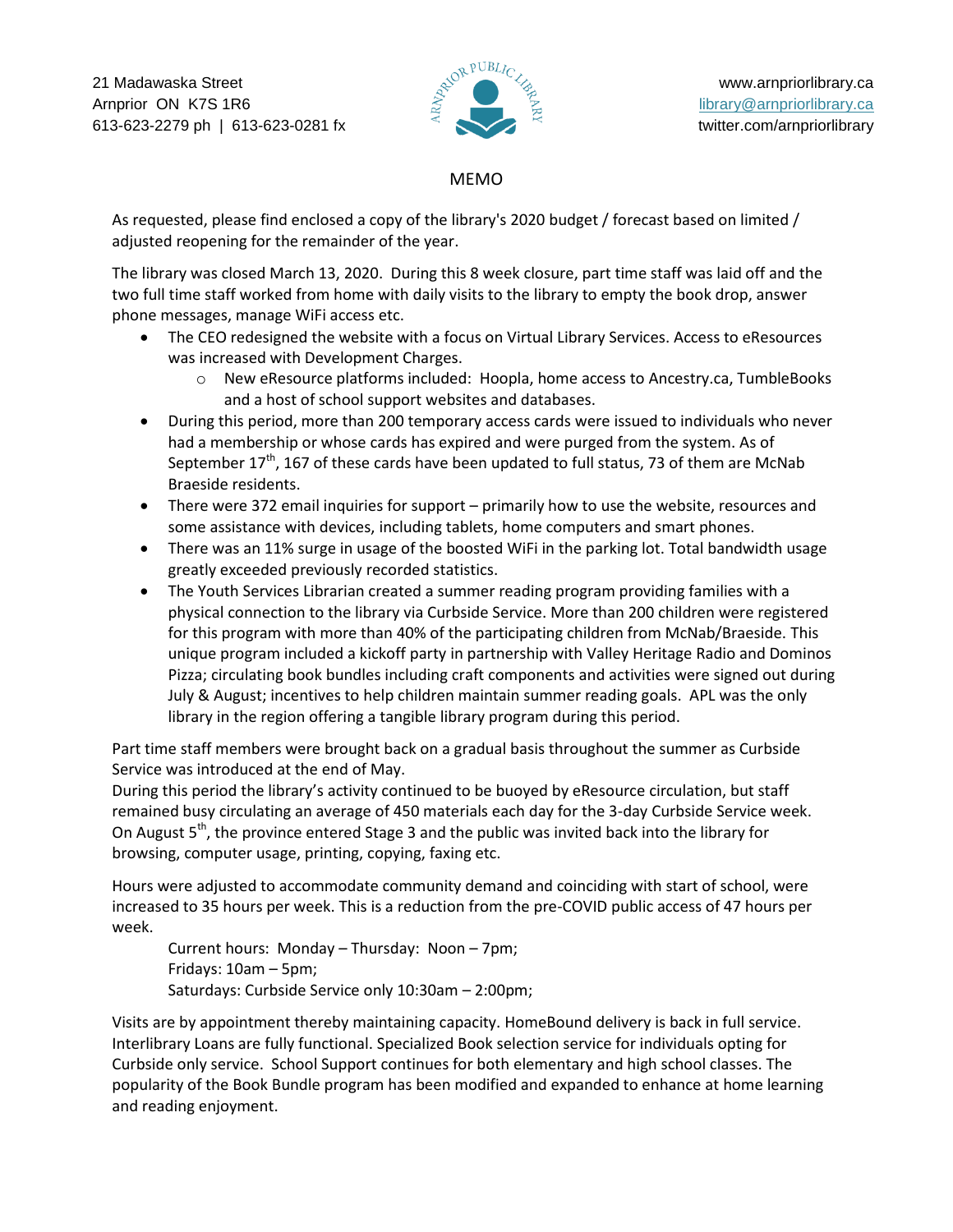21 Madawaska Street
Arnprior ON K7S 1R6
613-623-2279 ph | 613-623-0281 fx

www.arnpriorlibrary.ca
library@arnpriorlibrary.ca
twitter.com/arnpriorlibrary

## MEMO

As requested, please find enclosed a copy of the library's 2020 budget / forecast based on limited / adjusted reopening for the remainder of the year.

The library was closed March 13, 2020. During this 8 week closure, part time staff was laid off and the two full time staff worked from home with daily visits to the library to empty the book drop, answer phone messages, manage WiFi access etc.

- The CEO redesigned the website with a focus on Virtual Library Services. Access to eResources was increased with Development Charges.
  - New eResource platforms included: Hoopla, home access to Ancestry.ca, TumbleBooks and a host of school support websites and databases.
- During this period, more than 200 temporary access cards were issued to individuals who never had a membership or whose cards has expired and were purged from the system. As of September 17th, 167 of these cards have been updated to full status, 73 of them are McNab Braeside residents.
- There were 372 email inquiries for support – primarily how to use the website, resources and some assistance with devices, including tablets, home computers and smart phones.
- There was an 11% surge in usage of the boosted WiFi in the parking lot. Total bandwidth usage greatly exceeded previously recorded statistics.
- The Youth Services Librarian created a summer reading program providing families with a physical connection to the library via Curbside Service. More than 200 children were registered for this program with more than 40% of the participating children from McNab/Braeside. This unique program included a kickoff party in partnership with Valley Heritage Radio and Dominos Pizza; circulating book bundles including craft components and activities were signed out during July & August; incentives to help children maintain summer reading goals. APL was the only library in the region offering a tangible library program during this period.

Part time staff members were brought back on a gradual basis throughout the summer as Curbside Service was introduced at the end of May.
During this period the library's activity continued to be buoyed by eResource circulation, but staff remained busy circulating an average of 450 materials each day for the 3-day Curbside Service week. On August 5th, the province entered Stage 3 and the public was invited back into the library for browsing, computer usage, printing, copying, faxing etc.

Hours were adjusted to accommodate community demand and coinciding with start of school, were increased to 35 hours per week. This is a reduction from the pre-COVID public access of 47 hours per week.

Current hours: Monday – Thursday: Noon – 7pm;
Fridays: 10am – 5pm;
Saturdays: Curbside Service only 10:30am – 2:00pm;

Visits are by appointment thereby maintaining capacity. HomeBound delivery is back in full service. Interlibrary Loans are fully functional. Specialized Book selection service for individuals opting for Curbside only service. School Support continues for both elementary and high school classes. The popularity of the Book Bundle program has been modified and expanded to enhance at home learning and reading enjoyment.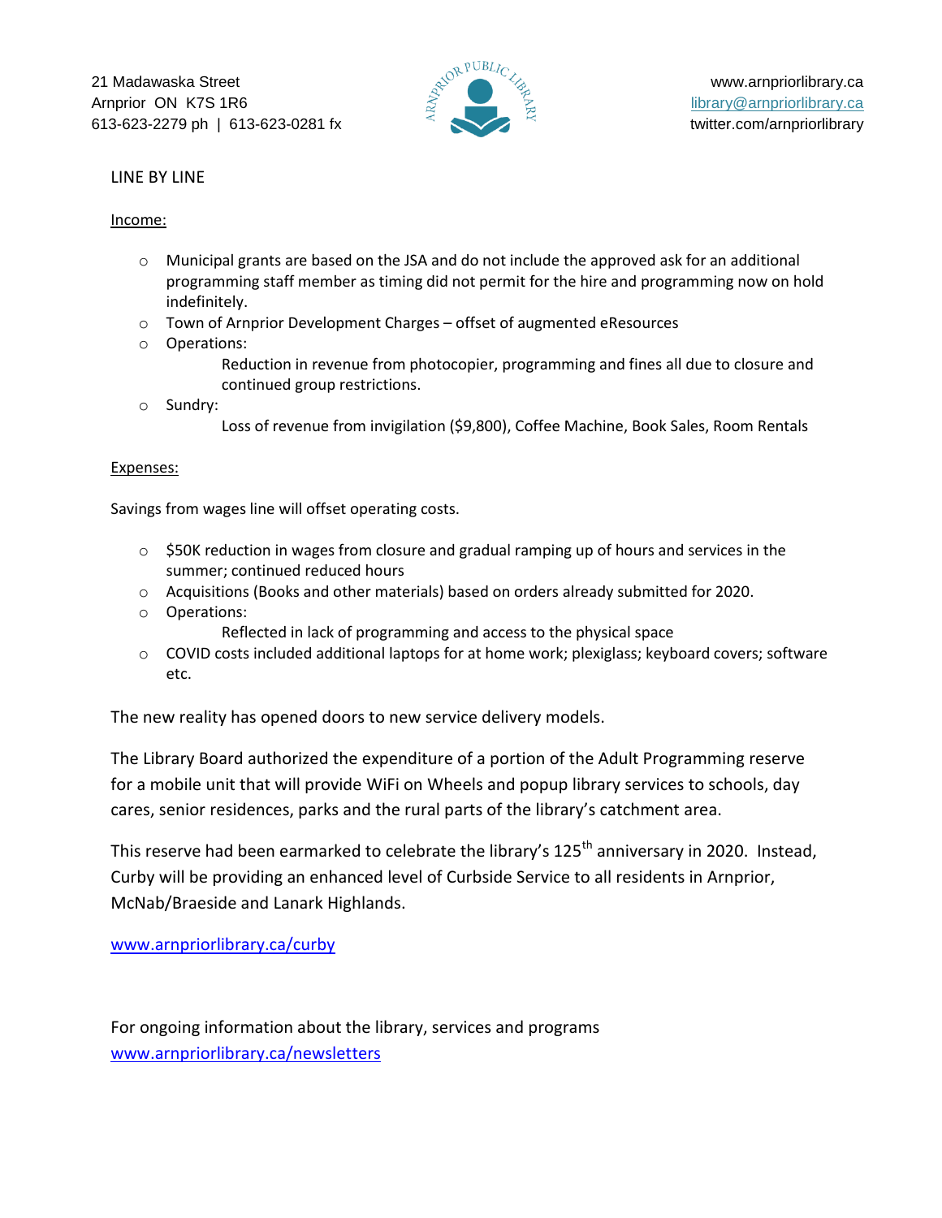21 Madawaska Street
Arnprior ON K7S 1R6
613-623-2279 ph | 613-623-0281 fx

www.arnpriorlibrary.ca
library@arnpriorlibrary.ca
twitter.com/arnpriorlibrary

LINE BY LINE

Income:

- Municipal grants are based on the JSA and do not include the approved ask for an additional programming staff member as timing did not permit for the hire and programming now on hold indefinitely.
- Town of Arnprior Development Charges – offset of augmented eResources
- Operations:
  Reduction in revenue from photocopier, programming and fines all due to closure and continued group restrictions.
- Sundry:
  Loss of revenue from invigilation ($9,800), Coffee Machine, Book Sales, Room Rentals

Expenses:

Savings from wages line will offset operating costs.

- $50K reduction in wages from closure and gradual ramping up of hours and services in the summer; continued reduced hours
- Acquisitions (Books and other materials) based on orders already submitted for 2020.
- Operations:
  Reflected in lack of programming and access to the physical space
- COVID costs included additional laptops for at home work; plexiglass; keyboard covers; software etc.

The new reality has opened doors to new service delivery models.

The Library Board authorized the expenditure of a portion of the Adult Programming reserve for a mobile unit that will provide WiFi on Wheels and popup library services to schools, day cares, senior residences, parks and the rural parts of the library's catchment area.

This reserve had been earmarked to celebrate the library's 125th anniversary in 2020. Instead, Curby will be providing an enhanced level of Curbside Service to all residents in Arnprior, McNab/Braeside and Lanark Highlands.

www.arnpriorlibrary.ca/curby

For ongoing information about the library, services and programs
www.arnpriorlibrary.ca/newsletters